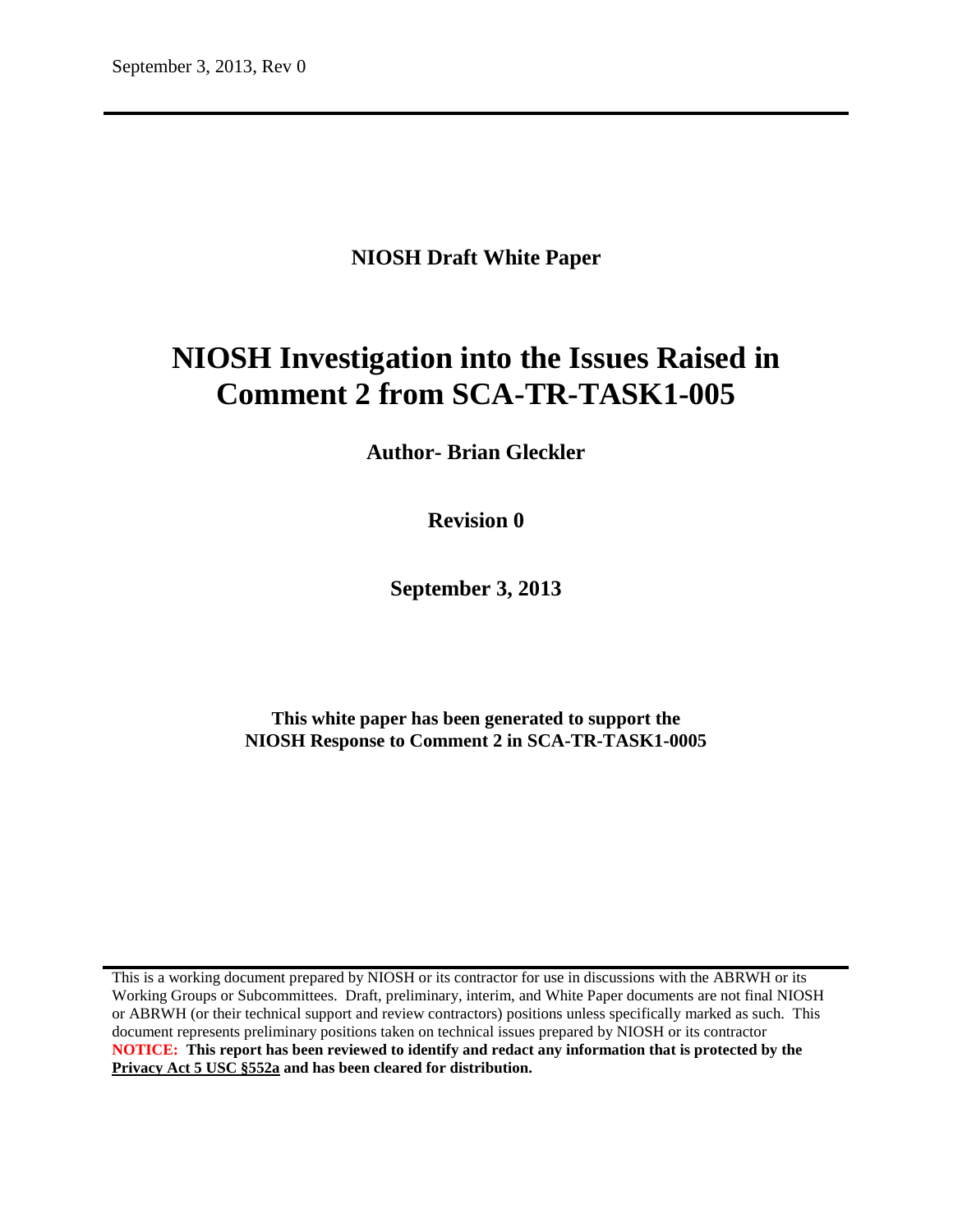**NIOSH Draft White Paper**

# NIOSH Investigation into the Issues Raised in Comment 2 from SCA-TR-TASK1-005

**Author- Brian Gleckler**

**Revision 0**

**September 3, 2013**

**This white paper has been generated to support the NIOSH Response to Comment 2 in SCA-TR-TASK1-0005**

This is a working document prepared by NIOSH or its contractor for use in discussions with the ABRWH or its Working Groups or Subcommittees. Draft, preliminary, interim, and White Paper documents are not final NIOSH or ABRWH (or their technical support and review contractors) positions unless specifically marked as such. This document represents preliminary positions taken on technical issues prepared by NIOSH or its contractor

**NOTICE: This report has been reviewed to identify and redact any information that is protected by the Privacy Act 5 USC §552a and has been cleared for distribution.**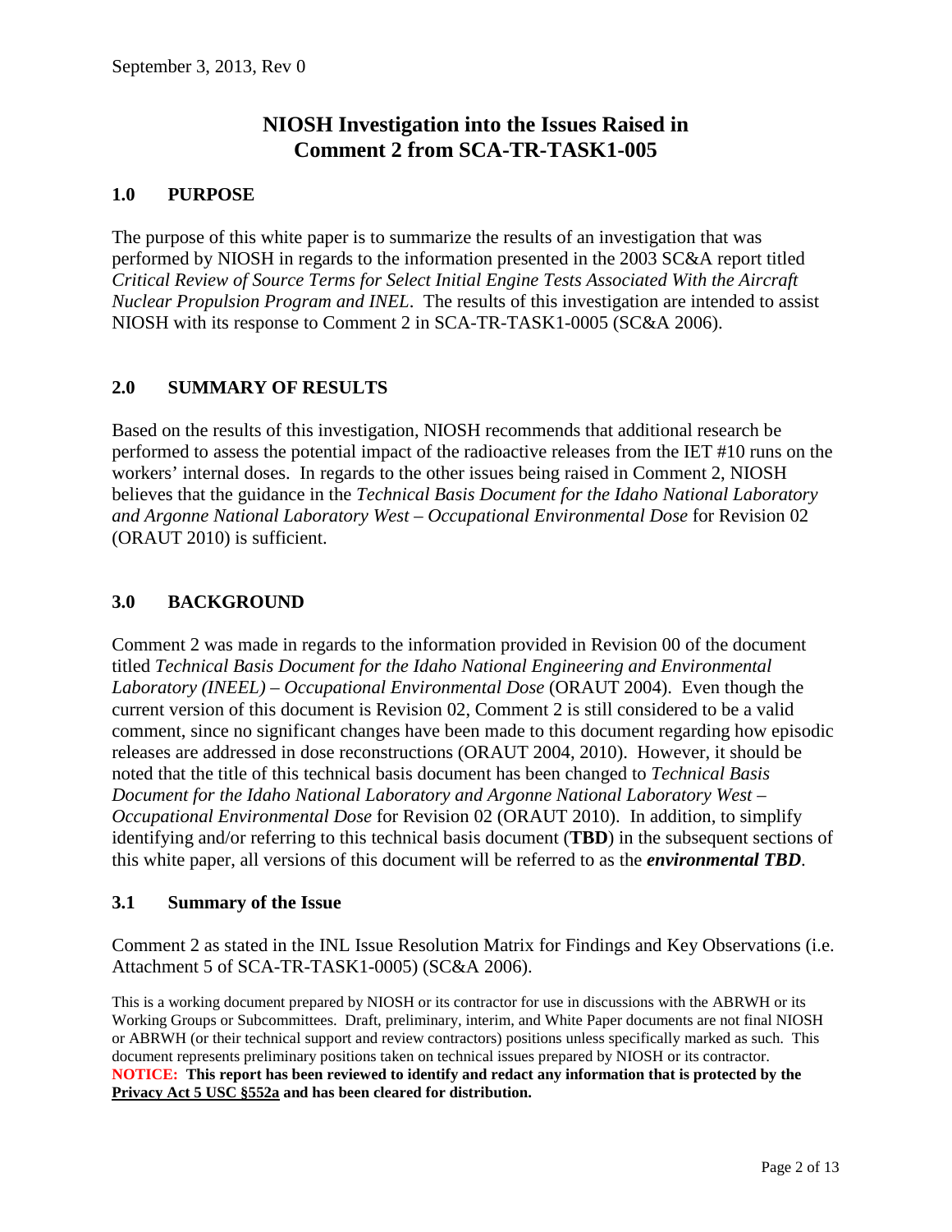# NIOSH Investigation into the Issues Raised in Comment 2 from SCA-TR-TASK1-005

## 1.0 PURPOSE

The purpose of this white paper is to summarize the results of an investigation that was performed by NIOSH in regards to the information presented in the 2003 SC&A report titled *Critical Review of Source Terms for Select Initial Engine Tests Associated With the Aircraft Nuclear Propulsion Program and INEL*. The results of this investigation are intended to assist NIOSH with its response to Comment 2 in SCA-TR-TASK1-0005 (SC&A 2006).

## 2.0 SUMMARY OF RESULTS

Based on the results of this investigation, NIOSH recommends that additional research be performed to assess the potential impact of the radioactive releases from the IET #10 runs on the workers' internal doses. In regards to the other issues being raised in Comment 2, NIOSH believes that the guidance in the *Technical Basis Document for the Idaho National Laboratory and Argonne National Laboratory West – Occupational Environmental Dose* for Revision 02 (ORAUT 2010) is sufficient.

## 3.0 BACKGROUND

Comment 2 was made in regards to the information provided in Revision 00 of the document titled *Technical Basis Document for the Idaho National Engineering and Environmental Laboratory (INEEL) – Occupational Environmental Dose* (ORAUT 2004). Even though the current version of this document is Revision 02, Comment 2 is still considered to be a valid comment, since no significant changes have been made to this document regarding how episodic releases are addressed in dose reconstructions (ORAUT 2004, 2010). However, it should be noted that the title of this technical basis document has been changed to *Technical Basis Document for the Idaho National Laboratory and Argonne National Laboratory West – Occupational Environmental Dose* for Revision 02 (ORAUT 2010). In addition, to simplify identifying and/or referring to this technical basis document (**TBD**) in the subsequent sections of this white paper, all versions of this document will be referred to as the ***environmental TBD***.

### 3.1 Summary of the Issue

Comment 2 as stated in the INL Issue Resolution Matrix for Findings and Key Observations (i.e. Attachment 5 of SCA-TR-TASK1-0005) (SC&A 2006).

This is a working document prepared by NIOSH or its contractor for use in discussions with the ABRWH or its Working Groups or Subcommittees. Draft, preliminary, interim, and White Paper documents are not final NIOSH or ABRWH (or their technical support and review contractors) positions unless specifically marked as such. This document represents preliminary positions taken on technical issues prepared by NIOSH or its contractor.
**NOTICE: This report has been reviewed to identify and redact any information that is protected by the Privacy Act 5 USC §552a and has been cleared for distribution.**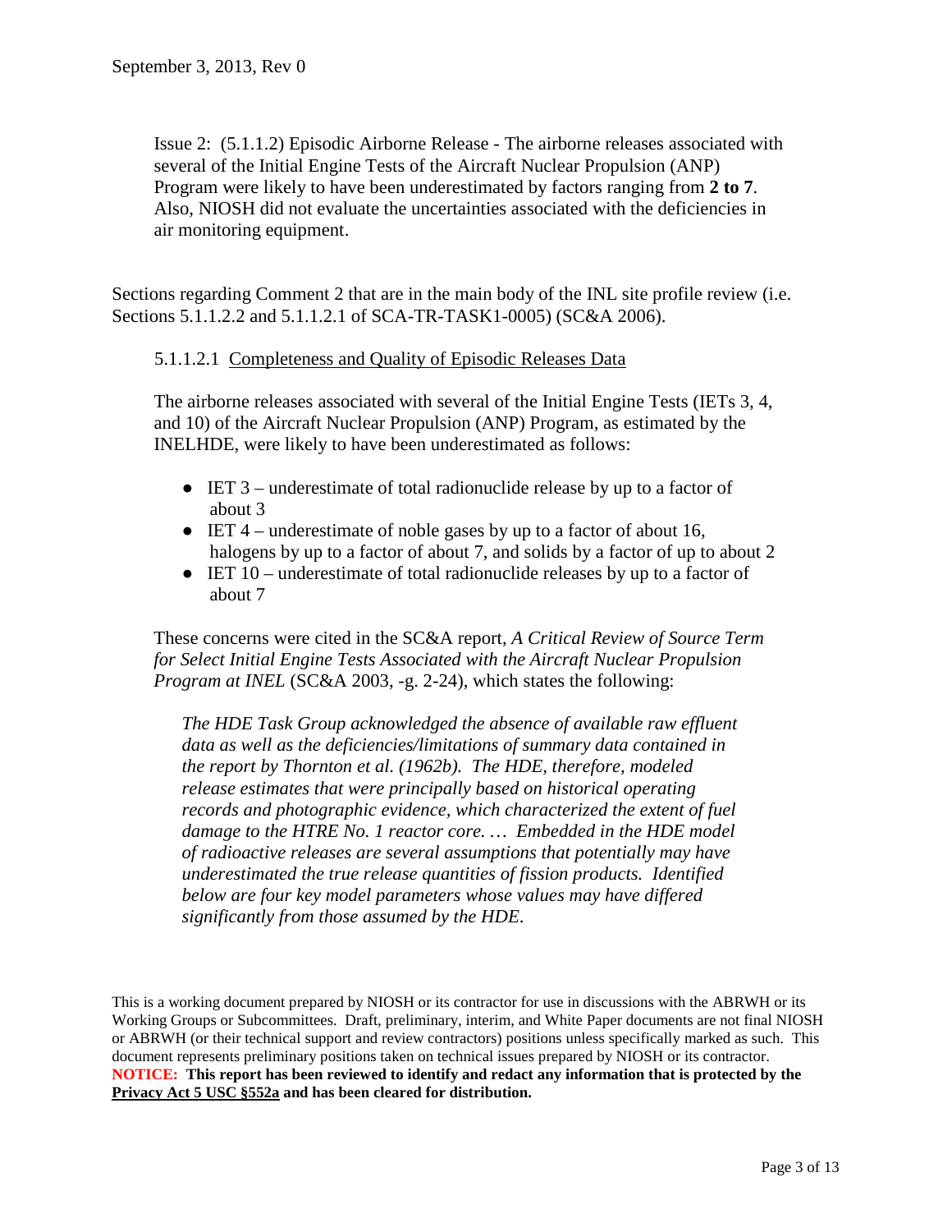Issue 2: (5.1.1.2) Episodic Airborne Release - The airborne releases associated with several of the Initial Engine Tests of the Aircraft Nuclear Propulsion (ANP) Program were likely to have been underestimated by factors ranging from **2 to 7**. Also, NIOSH did not evaluate the uncertainties associated with the deficiencies in air monitoring equipment.

Sections regarding Comment 2 that are in the main body of the INL site profile review (i.e. Sections 5.1.1.2.2 and 5.1.1.2.1 of SCA-TR-TASK1-0005) (SC&A 2006).

5.1.1.2.1 Completeness and Quality of Episodic Releases Data

The airborne releases associated with several of the Initial Engine Tests (IETs 3, 4, and 10) of the Aircraft Nuclear Propulsion (ANP) Program, as estimated by the INELHDE, were likely to have been underestimated as follows:

- IET 3 – underestimate of total radionuclide release by up to a factor of about 3
- IET 4 – underestimate of noble gases by up to a factor of about 16, halogens by up to a factor of about 7, and solids by a factor of up to about 2
- IET 10 – underestimate of total radionuclide releases by up to a factor of about 7

These concerns were cited in the SC&A report, *A Critical Review of Source Term for Select Initial Engine Tests Associated with the Aircraft Nuclear Propulsion Program at INEL* (SC&A 2003, -g. 2-24), which states the following:

*The HDE Task Group acknowledged the absence of available raw effluent data as well as the deficiencies/limitations of summary data contained in the report by Thornton et al. (1962b). The HDE, therefore, modeled release estimates that were principally based on historical operating records and photographic evidence, which characterized the extent of fuel damage to the HTRE No. 1 reactor core. … Embedded in the HDE model of radioactive releases are several assumptions that potentially may have underestimated the true release quantities of fission products. Identified below are four key model parameters whose values may have differed significantly from those assumed by the HDE.*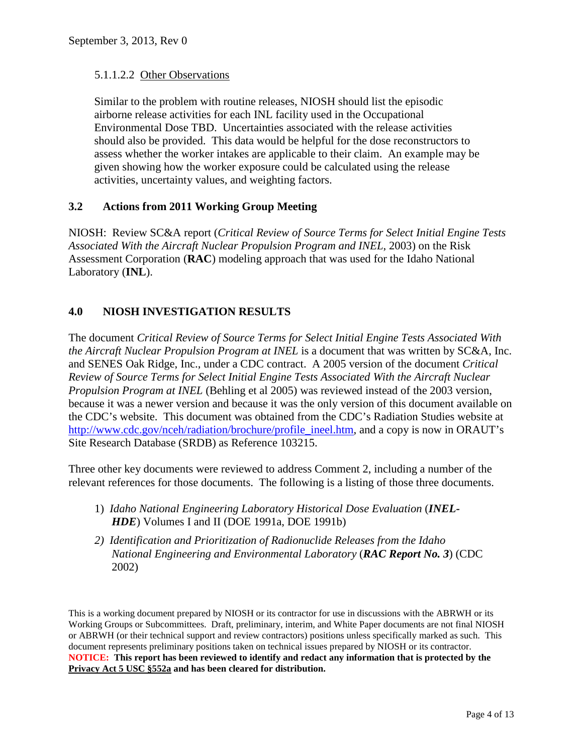#### 5.1.1.2.2 Other Observations

Similar to the problem with routine releases, NIOSH should list the episodic airborne release activities for each INL facility used in the Occupational Environmental Dose TBD. Uncertainties associated with the release activities should also be provided. This data would be helpful for the dose reconstructors to assess whether the worker intakes are applicable to their claim. An example may be given showing how the worker exposure could be calculated using the release activities, uncertainty values, and weighting factors.

## 3.2 Actions from 2011 Working Group Meeting

NIOSH: Review SC&A report (*Critical Review of Source Terms for Select Initial Engine Tests Associated With the Aircraft Nuclear Propulsion Program and INEL*, 2003) on the Risk Assessment Corporation (**RAC**) modeling approach that was used for the Idaho National Laboratory (**INL**).

# 4.0 NIOSH INVESTIGATION RESULTS

The document *Critical Review of Source Terms for Select Initial Engine Tests Associated With the Aircraft Nuclear Propulsion Program at INEL* is a document that was written by SC&A, Inc. and SENES Oak Ridge, Inc., under a CDC contract. A 2005 version of the document *Critical Review of Source Terms for Select Initial Engine Tests Associated With the Aircraft Nuclear Propulsion Program at INEL* (Behling et al 2005) was reviewed instead of the 2003 version, because it was a newer version and because it was the only version of this document available on the CDC's website. This document was obtained from the CDC's Radiation Studies website at http://www.cdc.gov/nceh/radiation/brochure/profile_ineel.htm, and a copy is now in ORAUT's Site Research Database (SRDB) as Reference 103215.

Three other key documents were reviewed to address Comment 2, including a number of the relevant references for those documents. The following is a listing of those three documents.

1) *Idaho National Engineering Laboratory Historical Dose Evaluation* (***INEL-HDE***) Volumes I and II (DOE 1991a, DOE 1991b)
2) *Identification and Prioritization of Radionuclide Releases from the Idaho National Engineering and Environmental Laboratory* (***RAC Report No. 3***) (CDC 2002)

This is a working document prepared by NIOSH or its contractor for use in discussions with the ABRWH or its Working Groups or Subcommittees. Draft, preliminary, interim, and White Paper documents are not final NIOSH or ABRWH (or their technical support and review contractors) positions unless specifically marked as such. This document represents preliminary positions taken on technical issues prepared by NIOSH or its contractor.
**NOTICE: This report has been reviewed to identify and redact any information that is protected by the Privacy Act 5 USC §552a and has been cleared for distribution.**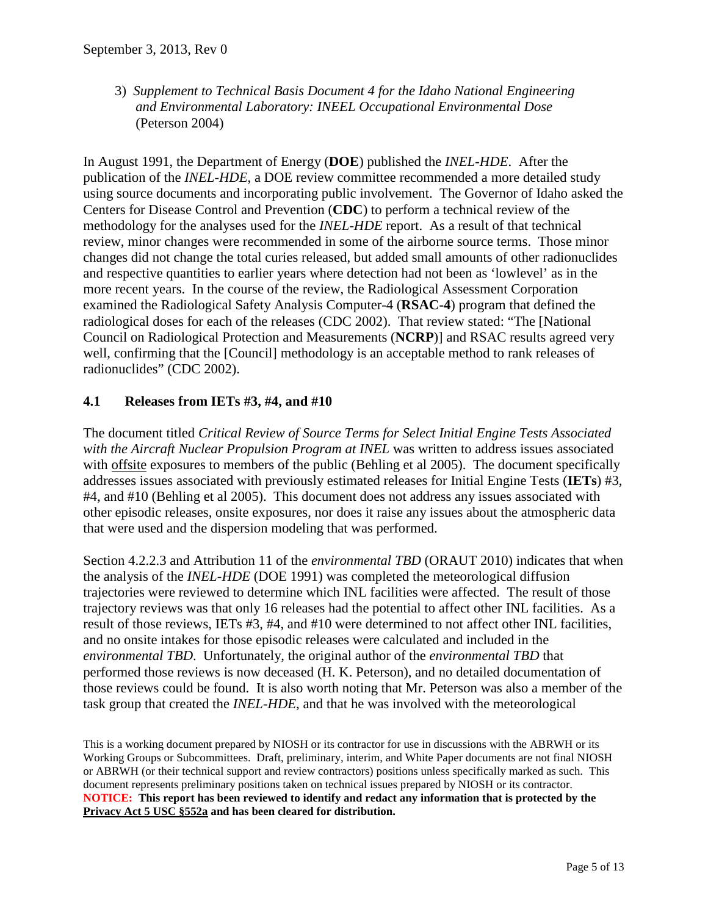3) *Supplement to Technical Basis Document 4 for the Idaho National Engineering and Environmental Laboratory: INEEL Occupational Environmental Dose* (Peterson 2004)

In August 1991, the Department of Energy (**DOE**) published the *INEL-HDE*. After the publication of the *INEL-HDE*, a DOE review committee recommended a more detailed study using source documents and incorporating public involvement. The Governor of Idaho asked the Centers for Disease Control and Prevention (**CDC**) to perform a technical review of the methodology for the analyses used for the *INEL-HDE* report. As a result of that technical review, minor changes were recommended in some of the airborne source terms. Those minor changes did not change the total curies released, but added small amounts of other radionuclides and respective quantities to earlier years where detection had not been as 'lowlevel' as in the more recent years. In the course of the review, the Radiological Assessment Corporation examined the Radiological Safety Analysis Computer-4 (**RSAC-4**) program that defined the radiological doses for each of the releases (CDC 2002). That review stated: "The [National Council on Radiological Protection and Measurements (**NCRP**)] and RSAC results agreed very well, confirming that the [Council] methodology is an acceptable method to rank releases of radionuclides" (CDC 2002).

## 4.1 Releases from IETs #3, #4, and #10

The document titled *Critical Review of Source Terms for Select Initial Engine Tests Associated with the Aircraft Nuclear Propulsion Program at INEL* was written to address issues associated with offsite exposures to members of the public (Behling et al 2005). The document specifically addresses issues associated with previously estimated releases for Initial Engine Tests (**IETs**) #3, #4, and #10 (Behling et al 2005). This document does not address any issues associated with other episodic releases, onsite exposures, nor does it raise any issues about the atmospheric data that were used and the dispersion modeling that was performed.

Section 4.2.2.3 and Attribution 11 of the *environmental TBD* (ORAUT 2010) indicates that when the analysis of the *INEL-HDE* (DOE 1991) was completed the meteorological diffusion trajectories were reviewed to determine which INL facilities were affected. The result of those trajectory reviews was that only 16 releases had the potential to affect other INL facilities. As a result of those reviews, IETs #3, #4, and #10 were determined to not affect other INL facilities, and no onsite intakes for those episodic releases were calculated and included in the *environmental TBD*. Unfortunately, the original author of the *environmental TBD* that performed those reviews is now deceased (H. K. Peterson), and no detailed documentation of those reviews could be found. It is also worth noting that Mr. Peterson was also a member of the task group that created the *INEL-HDE*, and that he was involved with the meteorological

This is a working document prepared by NIOSH or its contractor for use in discussions with the ABRWH or its Working Groups or Subcommittees. Draft, preliminary, interim, and White Paper documents are not final NIOSH or ABRWH (or their technical support and review contractors) positions unless specifically marked as such. This document represents preliminary positions taken on technical issues prepared by NIOSH or its contractor.
**NOTICE: This report has been reviewed to identify and redact any information that is protected by the Privacy Act 5 USC §552a and has been cleared for distribution.**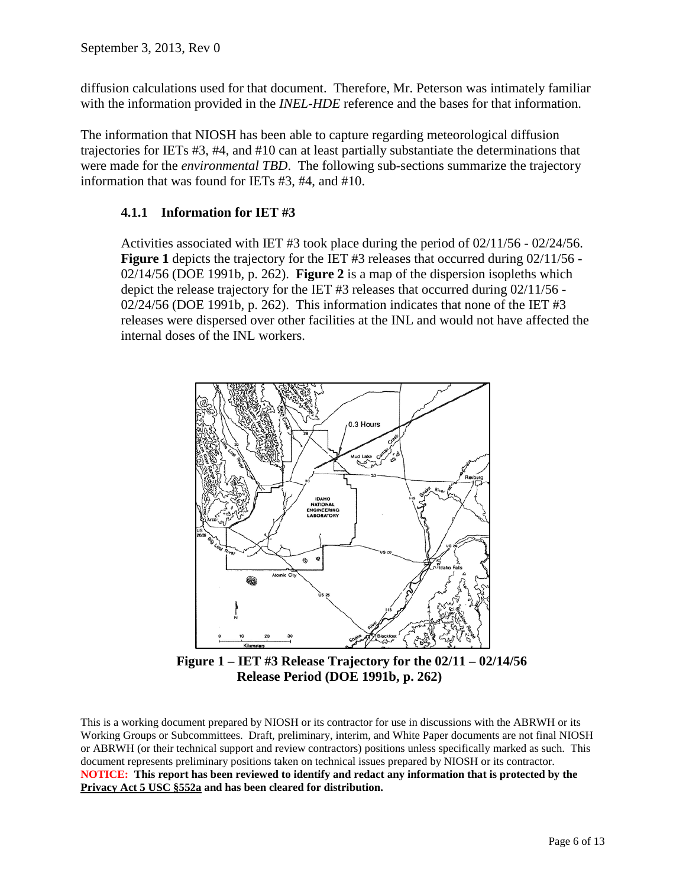diffusion calculations used for that document. Therefore, Mr. Peterson was intimately familiar with the information provided in the *INEL-HDE* reference and the bases for that information.

The information that NIOSH has been able to capture regarding meteorological diffusion trajectories for IETs #3, #4, and #10 can at least partially substantiate the determinations that were made for the *environmental TBD*. The following sub-sections summarize the trajectory information that was found for IETs #3, #4, and #10.

### 4.1.1 Information for IET #3

Activities associated with IET #3 took place during the period of 02/11/56 - 02/24/56. **Figure 1** depicts the trajectory for the IET #3 releases that occurred during 02/11/56 - 02/14/56 (DOE 1991b, p. 262). **Figure 2** is a map of the dispersion isopleths which depict the release trajectory for the IET #3 releases that occurred during 02/11/56 - 02/24/56 (DOE 1991b, p. 262). This information indicates that none of the IET #3 releases were dispersed over other facilities at the INL and would not have affected the internal doses of the INL workers.

**Figure 1 – IET #3 Release Trajectory for the 02/11 – 02/14/56 Release Period (DOE 1991b, p. 262)**

This is a working document prepared by NIOSH or its contractor for use in discussions with the ABRWH or its Working Groups or Subcommittees. Draft, preliminary, interim, and White Paper documents are not final NIOSH or ABRWH (or their technical support and review contractors) positions unless specifically marked as such. This document represents preliminary positions taken on technical issues prepared by NIOSH or its contractor.
**NOTICE: This report has been reviewed to identify and redact any information that is protected by the Privacy Act 5 USC §552a and has been cleared for distribution.**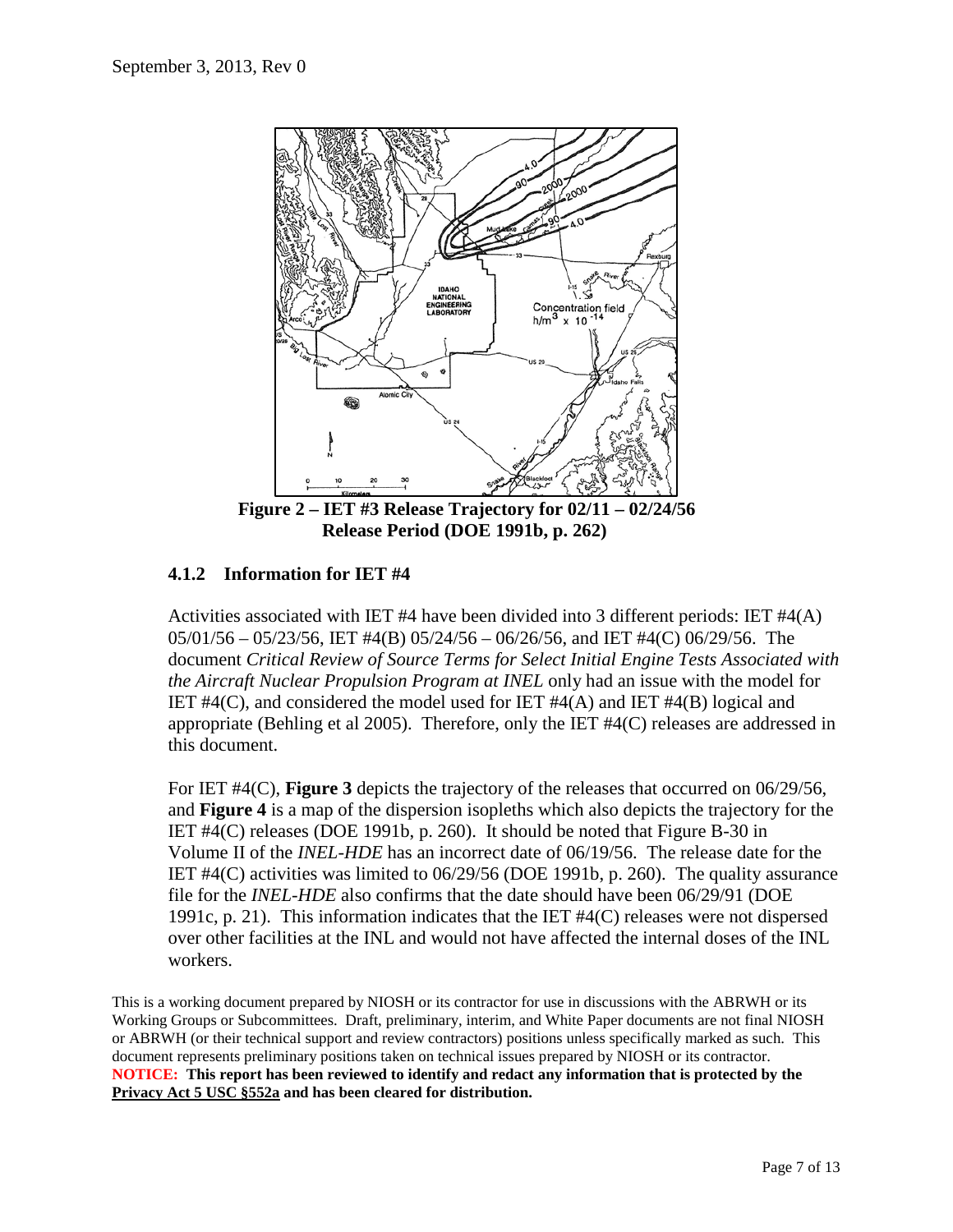**Figure 2 – IET #3 Release Trajectory for 02/11 – 02/24/56 Release Period (DOE 1991b, p. 262)**

### 4.1.2 Information for IET #4

Activities associated with IET #4 have been divided into 3 different periods: IET #4(A) 05/01/56 – 05/23/56, IET #4(B) 05/24/56 – 06/26/56, and IET #4(C) 06/29/56. The document *Critical Review of Source Terms for Select Initial Engine Tests Associated with the Aircraft Nuclear Propulsion Program at INEL* only had an issue with the model for IET #4(C), and considered the model used for IET #4(A) and IET #4(B) logical and appropriate (Behling et al 2005). Therefore, only the IET #4(C) releases are addressed in this document.

For IET #4(C), **Figure 3** depicts the trajectory of the releases that occurred on 06/29/56, and **Figure 4** is a map of the dispersion isopleths which also depicts the trajectory for the IET #4(C) releases (DOE 1991b, p. 260). It should be noted that Figure B-30 in Volume II of the *INEL-HDE* has an incorrect date of 06/19/56. The release date for the IET #4(C) activities was limited to 06/29/56 (DOE 1991b, p. 260). The quality assurance file for the *INEL-HDE* also confirms that the date should have been 06/29/91 (DOE 1991c, p. 21). This information indicates that the IET #4(C) releases were not dispersed over other facilities at the INL and would not have affected the internal doses of the INL workers.

This is a working document prepared by NIOSH or its contractor for use in discussions with the ABRWH or its Working Groups or Subcommittees. Draft, preliminary, interim, and White Paper documents are not final NIOSH or ABRWH (or their technical support and review contractors) positions unless specifically marked as such. This document represents preliminary positions taken on technical issues prepared by NIOSH or its contractor.
**NOTICE: This report has been reviewed to identify and redact any information that is protected by the Privacy Act 5 USC §552a and has been cleared for distribution.**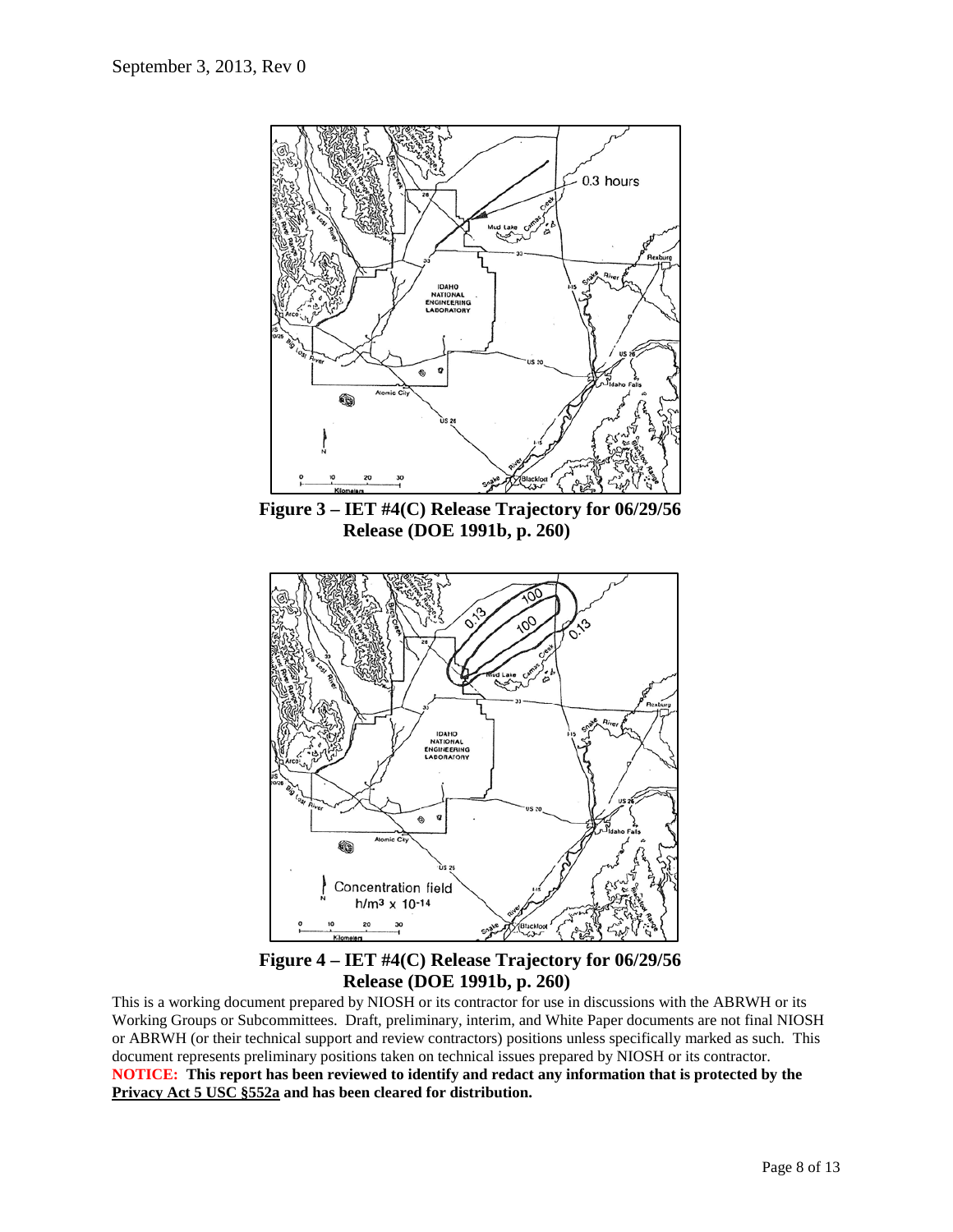**Figure 3 – IET #4(C) Release Trajectory for 06/29/56 Release (DOE 1991b, p. 260)**

**Figure 4 – IET #4(C) Release Trajectory for 06/29/56 Release (DOE 1991b, p. 260)**

This is a working document prepared by NIOSH or its contractor for use in discussions with the ABRWH or its Working Groups or Subcommittees. Draft, preliminary, interim, and White Paper documents are not final NIOSH or ABRWH (or their technical support and review contractors) positions unless specifically marked as such. This document represents preliminary positions taken on technical issues prepared by NIOSH or its contractor.

**NOTICE: This report has been reviewed to identify and redact any information that is protected by the Privacy Act 5 USC §552a and has been cleared for distribution.**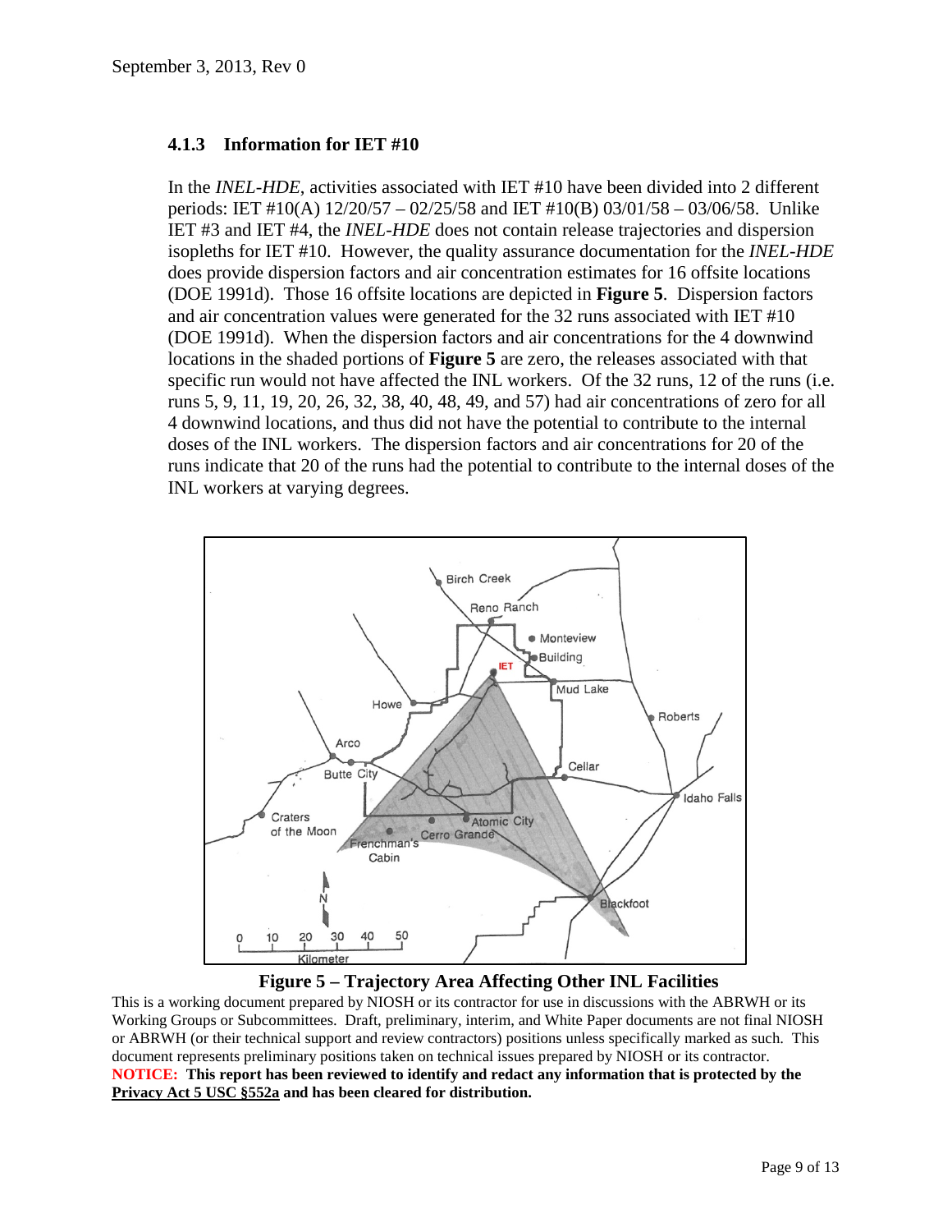### 4.1.3 Information for IET #10

In the *INEL-HDE*, activities associated with IET #10 have been divided into 2 different periods: IET #10(A) 12/20/57 – 02/25/58 and IET #10(B) 03/01/58 – 03/06/58. Unlike IET #3 and IET #4, the *INEL-HDE* does not contain release trajectories and dispersion isopleths for IET #10. However, the quality assurance documentation for the *INEL-HDE* does provide dispersion factors and air concentration estimates for 16 offsite locations (DOE 1991d). Those 16 offsite locations are depicted in **Figure 5**. Dispersion factors and air concentration values were generated for the 32 runs associated with IET #10 (DOE 1991d). When the dispersion factors and air concentrations for the 4 downwind locations in the shaded portions of **Figure 5** are zero, the releases associated with that specific run would not have affected the INL workers. Of the 32 runs, 12 of the runs (i.e. runs 5, 9, 11, 19, 20, 26, 32, 38, 40, 48, 49, and 57) had air concentrations of zero for all 4 downwind locations, and thus did not have the potential to contribute to the internal doses of the INL workers. The dispersion factors and air concentrations for 20 of the runs indicate that 20 of the runs had the potential to contribute to the internal doses of the INL workers at varying degrees.

**Figure 5 – Trajectory Area Affecting Other INL Facilities**

This is a working document prepared by NIOSH or its contractor for use in discussions with the ABRWH or its Working Groups or Subcommittees. Draft, preliminary, interim, and White Paper documents are not final NIOSH or ABRWH (or their technical support and review contractors) positions unless specifically marked as such. This document represents preliminary positions taken on technical issues prepared by NIOSH or its contractor.

**NOTICE: This report has been reviewed to identify and redact any information that is protected by the Privacy Act 5 USC §552a and has been cleared for distribution.**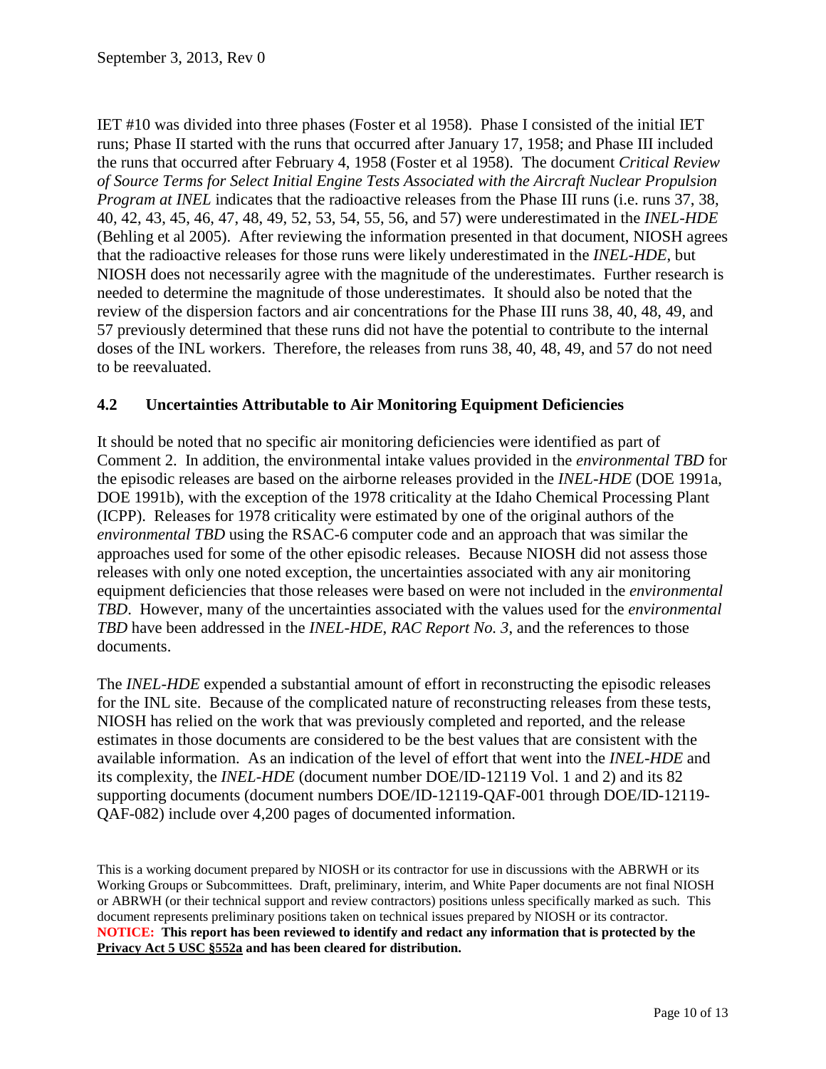IET #10 was divided into three phases (Foster et al 1958). Phase I consisted of the initial IET runs; Phase II started with the runs that occurred after January 17, 1958; and Phase III included the runs that occurred after February 4, 1958 (Foster et al 1958). The document *Critical Review of Source Terms for Select Initial Engine Tests Associated with the Aircraft Nuclear Propulsion Program at INEL* indicates that the radioactive releases from the Phase III runs (i.e. runs 37, 38, 40, 42, 43, 45, 46, 47, 48, 49, 52, 53, 54, 55, 56, and 57) were underestimated in the *INEL-HDE* (Behling et al 2005). After reviewing the information presented in that document, NIOSH agrees that the radioactive releases for those runs were likely underestimated in the *INEL-HDE*, but NIOSH does not necessarily agree with the magnitude of the underestimates. Further research is needed to determine the magnitude of those underestimates. It should also be noted that the review of the dispersion factors and air concentrations for the Phase III runs 38, 40, 48, 49, and 57 previously determined that these runs did not have the potential to contribute to the internal doses of the INL workers. Therefore, the releases from runs 38, 40, 48, 49, and 57 do not need to be reevaluated.

## 4.2 Uncertainties Attributable to Air Monitoring Equipment Deficiencies

It should be noted that no specific air monitoring deficiencies were identified as part of Comment 2. In addition, the environmental intake values provided in the *environmental TBD* for the episodic releases are based on the airborne releases provided in the *INEL-HDE* (DOE 1991a, DOE 1991b), with the exception of the 1978 criticality at the Idaho Chemical Processing Plant (ICPP). Releases for 1978 criticality were estimated by one of the original authors of the *environmental TBD* using the RSAC-6 computer code and an approach that was similar the approaches used for some of the other episodic releases. Because NIOSH did not assess those releases with only one noted exception, the uncertainties associated with any air monitoring equipment deficiencies that those releases were based on were not included in the *environmental TBD*. However, many of the uncertainties associated with the values used for the *environmental TBD* have been addressed in the *INEL-HDE*, *RAC Report No. 3*, and the references to those documents.

The *INEL-HDE* expended a substantial amount of effort in reconstructing the episodic releases for the INL site. Because of the complicated nature of reconstructing releases from these tests, NIOSH has relied on the work that was previously completed and reported, and the release estimates in those documents are considered to be the best values that are consistent with the available information. As an indication of the level of effort that went into the *INEL-HDE* and its complexity, the *INEL-HDE* (document number DOE/ID-12119 Vol. 1 and 2) and its 82 supporting documents (document numbers DOE/ID-12119-QAF-001 through DOE/ID-12119-QAF-082) include over 4,200 pages of documented information.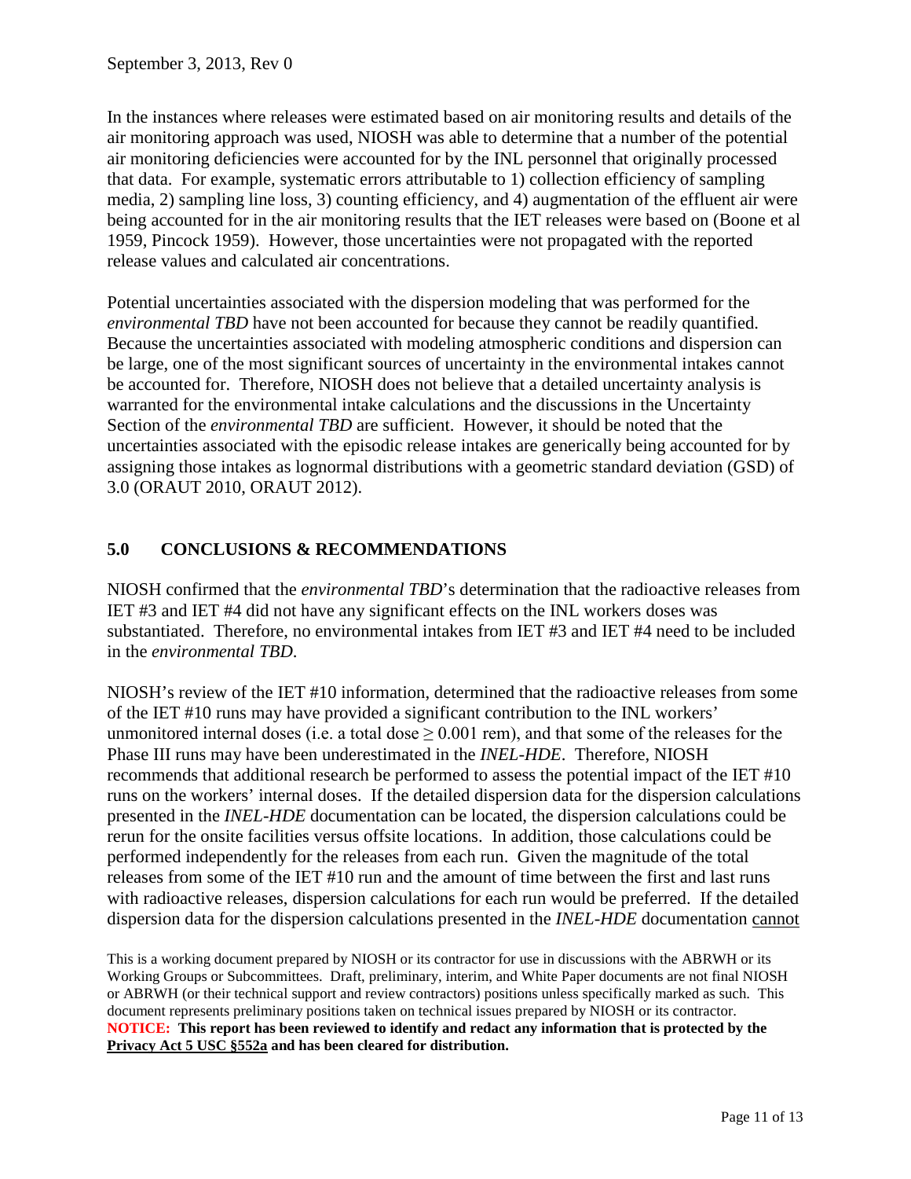In the instances where releases were estimated based on air monitoring results and details of the air monitoring approach was used, NIOSH was able to determine that a number of the potential air monitoring deficiencies were accounted for by the INL personnel that originally processed that data. For example, systematic errors attributable to 1) collection efficiency of sampling media, 2) sampling line loss, 3) counting efficiency, and 4) augmentation of the effluent air were being accounted for in the air monitoring results that the IET releases were based on (Boone et al 1959, Pincock 1959). However, those uncertainties were not propagated with the reported release values and calculated air concentrations.

Potential uncertainties associated with the dispersion modeling that was performed for the *environmental TBD* have not been accounted for because they cannot be readily quantified. Because the uncertainties associated with modeling atmospheric conditions and dispersion can be large, one of the most significant sources of uncertainty in the environmental intakes cannot be accounted for. Therefore, NIOSH does not believe that a detailed uncertainty analysis is warranted for the environmental intake calculations and the discussions in the Uncertainty Section of the *environmental TBD* are sufficient. However, it should be noted that the uncertainties associated with the episodic release intakes are generically being accounted for by assigning those intakes as lognormal distributions with a geometric standard deviation (GSD) of 3.0 (ORAUT 2010, ORAUT 2012).

## 5.0 CONCLUSIONS & RECOMMENDATIONS

NIOSH confirmed that the *environmental TBD*'s determination that the radioactive releases from IET #3 and IET #4 did not have any significant effects on the INL workers doses was substantiated. Therefore, no environmental intakes from IET #3 and IET #4 need to be included in the *environmental TBD*.

NIOSH's review of the IET #10 information, determined that the radioactive releases from some of the IET #10 runs may have provided a significant contribution to the INL workers' unmonitored internal doses (i.e. a total dose $\geq$ 0.001 rem), and that some of the releases for the Phase III runs may have been underestimated in the *INEL-HDE*. Therefore, NIOSH recommends that additional research be performed to assess the potential impact of the IET #10 runs on the workers' internal doses. If the detailed dispersion data for the dispersion calculations presented in the *INEL-HDE* documentation can be located, the dispersion calculations could be rerun for the onsite facilities versus offsite locations. In addition, those calculations could be performed independently for the releases from each run. Given the magnitude of the total releases from some of the IET #10 run and the amount of time between the first and last runs with radioactive releases, dispersion calculations for each run would be preferred. If the detailed dispersion data for the dispersion calculations presented in the *INEL-HDE* documentation cannot

This is a working document prepared by NIOSH or its contractor for use in discussions with the ABRWH or its Working Groups or Subcommittees. Draft, preliminary, interim, and White Paper documents are not final NIOSH or ABRWH (or their technical support and review contractors) positions unless specifically marked as such. This document represents preliminary positions taken on technical issues prepared by NIOSH or its contractor.
**NOTICE: This report has been reviewed to identify and redact any information that is protected by the Privacy Act 5 USC §552a and has been cleared for distribution.**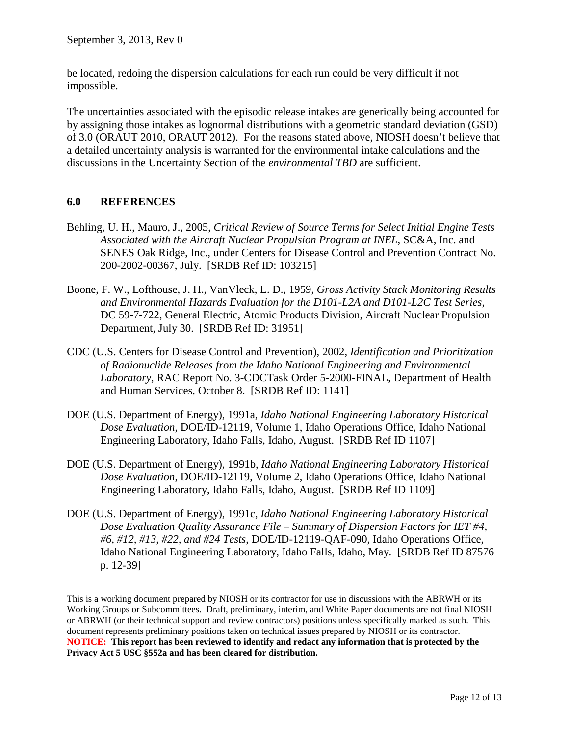be located, redoing the dispersion calculations for each run could be very difficult if not impossible.

The uncertainties associated with the episodic release intakes are generically being accounted for by assigning those intakes as lognormal distributions with a geometric standard deviation (GSD) of 3.0 (ORAUT 2010, ORAUT 2012). For the reasons stated above, NIOSH doesn't believe that a detailed uncertainty analysis is warranted for the environmental intake calculations and the discussions in the Uncertainty Section of the *environmental TBD* are sufficient.

## 6.0 REFERENCES

Behling, U. H., Mauro, J., 2005, *Critical Review of Source Terms for Select Initial Engine Tests Associated with the Aircraft Nuclear Propulsion Program at INEL*, SC&A, Inc. and SENES Oak Ridge, Inc., under Centers for Disease Control and Prevention Contract No. 200-2002-00367, July. [SRDB Ref ID: 103215]

Boone, F. W., Lofthouse, J. H., VanVleck, L. D., 1959, *Gross Activity Stack Monitoring Results and Environmental Hazards Evaluation for the D101-L2A and D101-L2C Test Series*, DC 59-7-722, General Electric, Atomic Products Division, Aircraft Nuclear Propulsion Department, July 30. [SRDB Ref ID: 31951]

CDC (U.S. Centers for Disease Control and Prevention), 2002, *Identification and Prioritization of Radionuclide Releases from the Idaho National Engineering and Environmental Laboratory*, RAC Report No. 3-CDCTask Order 5-2000-FINAL, Department of Health and Human Services, October 8. [SRDB Ref ID: 1141]

DOE (U.S. Department of Energy), 1991a, *Idaho National Engineering Laboratory Historical Dose Evaluation*, DOE/ID-12119, Volume 1, Idaho Operations Office, Idaho National Engineering Laboratory, Idaho Falls, Idaho, August. [SRDB Ref ID 1107]

DOE (U.S. Department of Energy), 1991b, *Idaho National Engineering Laboratory Historical Dose Evaluation*, DOE/ID-12119, Volume 2, Idaho Operations Office, Idaho National Engineering Laboratory, Idaho Falls, Idaho, August. [SRDB Ref ID 1109]

DOE (U.S. Department of Energy), 1991c, *Idaho National Engineering Laboratory Historical Dose Evaluation Quality Assurance File – Summary of Dispersion Factors for IET #4, #6, #12, #13, #22, and #24 Tests*, DOE/ID-12119-QAF-090, Idaho Operations Office, Idaho National Engineering Laboratory, Idaho Falls, Idaho, May. [SRDB Ref ID 87576 p. 12-39]

This is a working document prepared by NIOSH or its contractor for use in discussions with the ABRWH or its Working Groups or Subcommittees. Draft, preliminary, interim, and White Paper documents are not final NIOSH or ABRWH (or their technical support and review contractors) positions unless specifically marked as such. This document represents preliminary positions taken on technical issues prepared by NIOSH or its contractor.
**NOTICE: This report has been reviewed to identify and redact any information that is protected by the Privacy Act 5 USC §552a and has been cleared for distribution.**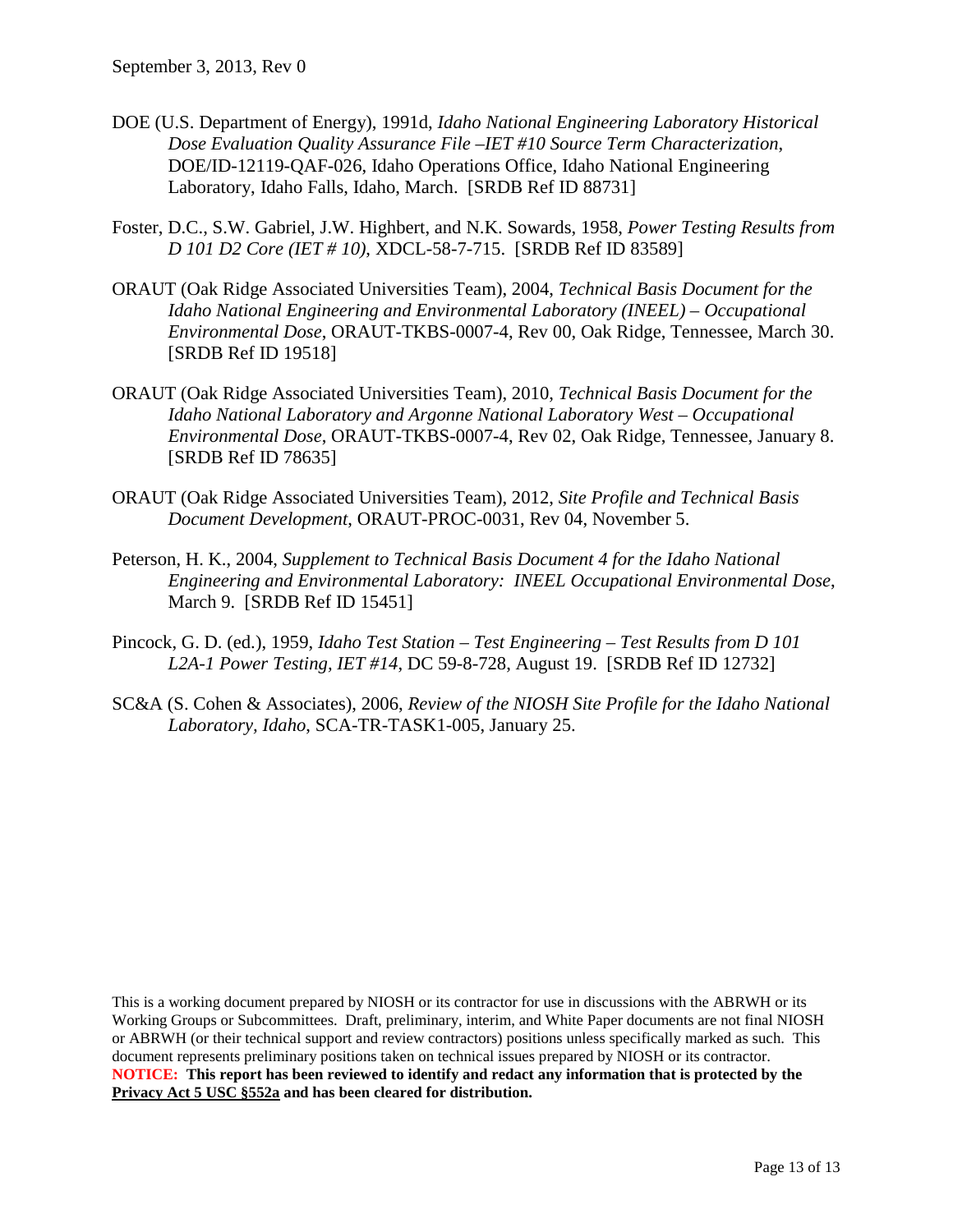DOE (U.S. Department of Energy), 1991d, *Idaho National Engineering Laboratory Historical Dose Evaluation Quality Assurance File –IET #10 Source Term Characterization*, DOE/ID-12119-QAF-026, Idaho Operations Office, Idaho National Engineering Laboratory, Idaho Falls, Idaho, March. [SRDB Ref ID 88731]

Foster, D.C., S.W. Gabriel, J.W. Highbert, and N.K. Sowards, 1958, *Power Testing Results from D 101 D2 Core (IET # 10)*, XDCL-58-7-715. [SRDB Ref ID 83589]

ORAUT (Oak Ridge Associated Universities Team), 2004, *Technical Basis Document for the Idaho National Engineering and Environmental Laboratory (INEEL) – Occupational Environmental Dose*, ORAUT-TKBS-0007-4, Rev 00, Oak Ridge, Tennessee, March 30. [SRDB Ref ID 19518]

ORAUT (Oak Ridge Associated Universities Team), 2010, *Technical Basis Document for the Idaho National Laboratory and Argonne National Laboratory West – Occupational Environmental Dose*, ORAUT-TKBS-0007-4, Rev 02, Oak Ridge, Tennessee, January 8. [SRDB Ref ID 78635]

ORAUT (Oak Ridge Associated Universities Team), 2012, *Site Profile and Technical Basis Document Development*, ORAUT-PROC-0031, Rev 04, November 5.

Peterson, H. K., 2004, *Supplement to Technical Basis Document 4 for the Idaho National Engineering and Environmental Laboratory: INEEL Occupational Environmental Dose*, March 9. [SRDB Ref ID 15451]

Pincock, G. D. (ed.), 1959, *Idaho Test Station – Test Engineering – Test Results from D 101 L2A-1 Power Testing, IET #14*, DC 59-8-728, August 19. [SRDB Ref ID 12732]

SC&A (S. Cohen & Associates), 2006, *Review of the NIOSH Site Profile for the Idaho National Laboratory, Idaho*, SCA-TR-TASK1-005, January 25.

This is a working document prepared by NIOSH or its contractor for use in discussions with the ABRWH or its Working Groups or Subcommittees. Draft, preliminary, interim, and White Paper documents are not final NIOSH or ABRWH (or their technical support and review contractors) positions unless specifically marked as such. This document represents preliminary positions taken on technical issues prepared by NIOSH or its contractor.
**NOTICE: This report has been reviewed to identify and redact any information that is protected by the Privacy Act 5 USC §552a and has been cleared for distribution.**